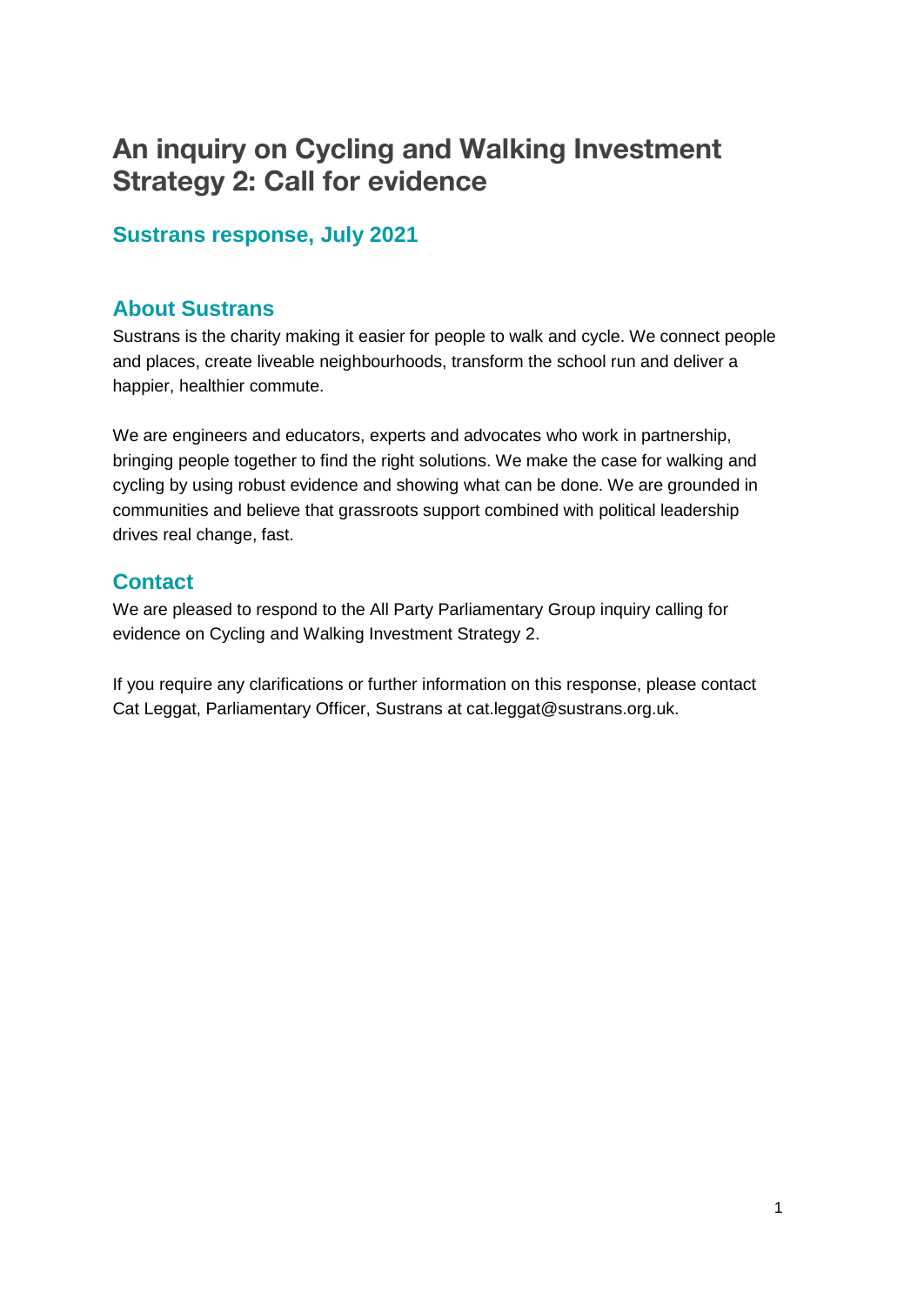# An inquiry on Cycling and Walking Investment Strategy 2: Call for evidence

### Sustrans response, July 2021

## About Sustrans

Sustrans is the charity making it easier for people to walk and cycle. We connect people and places, create liveable neighbourhoods, transform the school run and deliver a happier, healthier commute.

We are engineers and educators, experts and advocates who work in partnership, bringing people together to find the right solutions. We make the case for walking and cycling by using robust evidence and showing what can be done. We are grounded in communities and believe that grassroots support combined with political leadership drives real change, fast.

## Contact

We are pleased to respond to the All Party Parliamentary Group inquiry calling for evidence on Cycling and Walking Investment Strategy 2.

If you require any clarifications or further information on this response, please contact Cat Leggat, Parliamentary Officer, Sustrans at cat.leggat@sustrans.org.uk.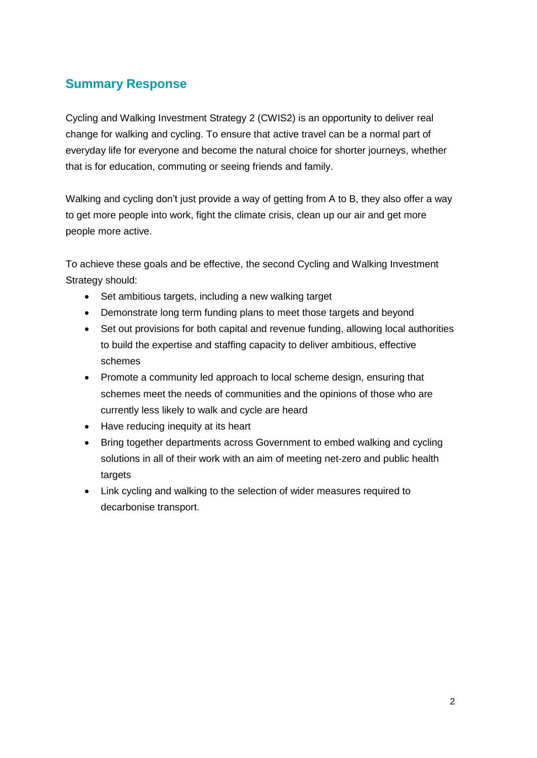## Summary Response

Cycling and Walking Investment Strategy 2 (CWIS2) is an opportunity to deliver real change for walking and cycling. To ensure that active travel can be a normal part of everyday life for everyone and become the natural choice for shorter journeys, whether that is for education, commuting or seeing friends and family.

Walking and cycling don't just provide a way of getting from A to B, they also offer a way to get more people into work, fight the climate crisis, clean up our air and get more people more active.

To achieve these goals and be effective, the second Cycling and Walking Investment Strategy should:

- Set ambitious targets, including a new walking target
- Demonstrate long term funding plans to meet those targets and beyond
- Set out provisions for both capital and revenue funding, allowing local authorities to build the expertise and staffing capacity to deliver ambitious, effective schemes
- Promote a community led approach to local scheme design, ensuring that schemes meet the needs of communities and the opinions of those who are currently less likely to walk and cycle are heard
- Have reducing inequity at its heart
- Bring together departments across Government to embed walking and cycling solutions in all of their work with an aim of meeting net-zero and public health targets
- Link cycling and walking to the selection of wider measures required to decarbonise transport.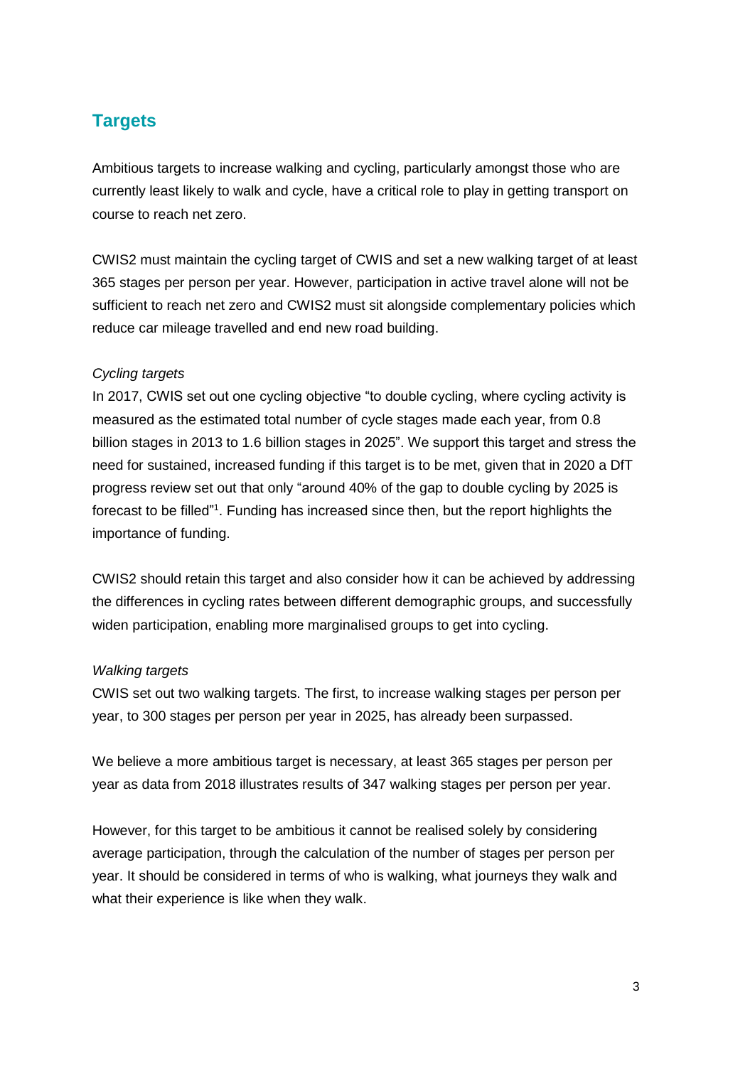## Targets

Ambitious targets to increase walking and cycling, particularly amongst those who are currently least likely to walk and cycle, have a critical role to play in getting transport on course to reach net zero.

CWIS2 must maintain the cycling target of CWIS and set a new walking target of at least 365 stages per person per year. However, participation in active travel alone will not be sufficient to reach net zero and CWIS2 must sit alongside complementary policies which reduce car mileage travelled and end new road building.

*Cycling targets*

In 2017, CWIS set out one cycling objective "to double cycling, where cycling activity is measured as the estimated total number of cycle stages made each year, from 0.8 billion stages in 2013 to 1.6 billion stages in 2025". We support this target and stress the need for sustained, increased funding if this target is to be met, given that in 2020 a DfT progress review set out that only "around 40% of the gap to double cycling by 2025 is forecast to be filled"[1]. Funding has increased since then, but the report highlights the importance of funding.

CWIS2 should retain this target and also consider how it can be achieved by addressing the differences in cycling rates between different demographic groups, and successfully widen participation, enabling more marginalised groups to get into cycling.

*Walking targets*

CWIS set out two walking targets. The first, to increase walking stages per person per year, to 300 stages per person per year in 2025, has already been surpassed.

We believe a more ambitious target is necessary, at least 365 stages per person per year as data from 2018 illustrates results of 347 walking stages per person per year.

However, for this target to be ambitious it cannot be realised solely by considering average participation, through the calculation of the number of stages per person per year. It should be considered in terms of who is walking, what journeys they walk and what their experience is like when they walk.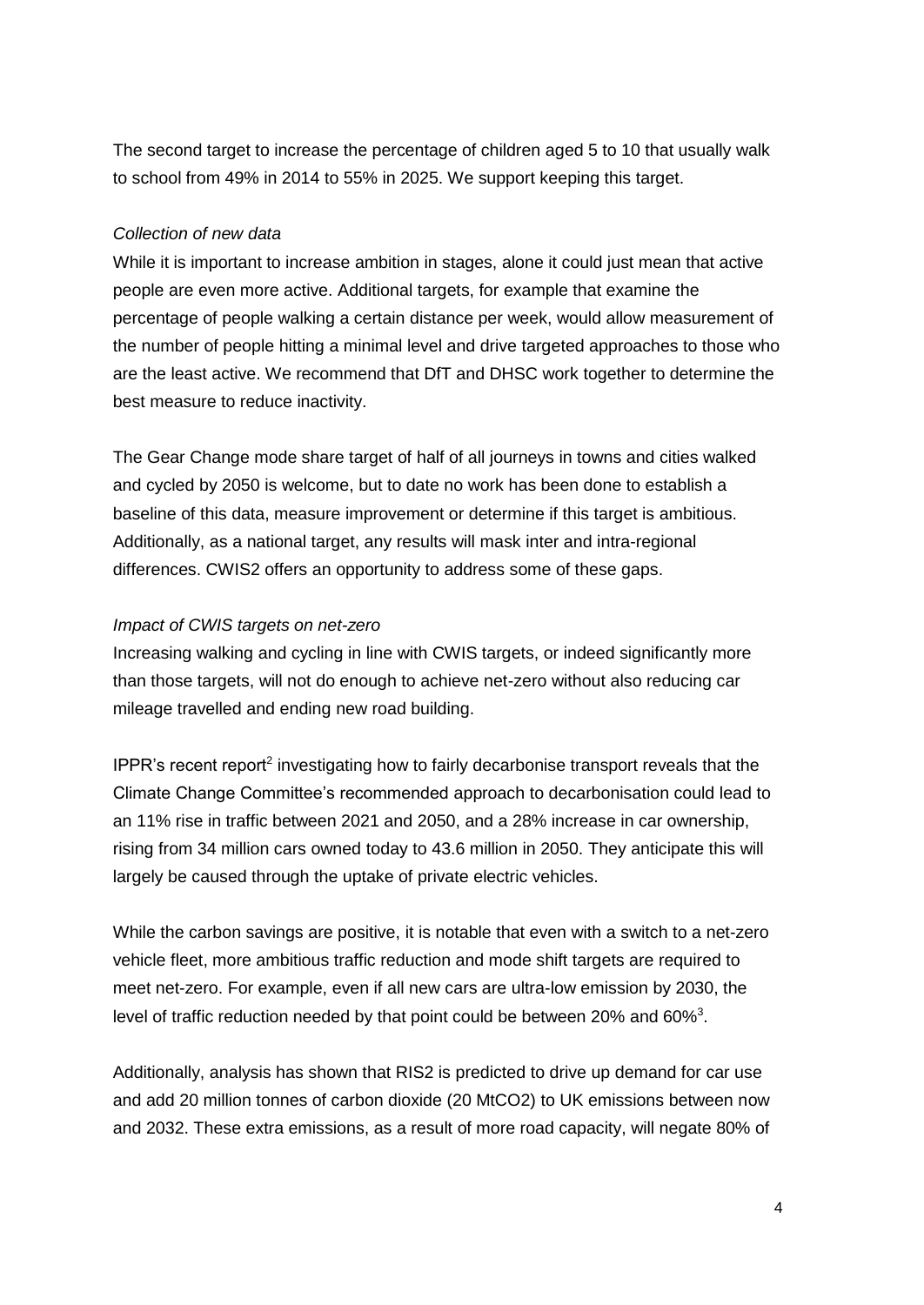The second target to increase the percentage of children aged 5 to 10 that usually walk to school from 49% in 2014 to 55% in 2025. We support keeping this target.

*Collection of new data*

While it is important to increase ambition in stages, alone it could just mean that active people are even more active. Additional targets, for example that examine the percentage of people walking a certain distance per week, would allow measurement of the number of people hitting a minimal level and drive targeted approaches to those who are the least active. We recommend that DfT and DHSC work together to determine the best measure to reduce inactivity.

The Gear Change mode share target of half of all journeys in towns and cities walked and cycled by 2050 is welcome, but to date no work has been done to establish a baseline of this data, measure improvement or determine if this target is ambitious. Additionally, as a national target, any results will mask inter and intra-regional differences. CWIS2 offers an opportunity to address some of these gaps.

*Impact of CWIS targets on net-zero*

Increasing walking and cycling in line with CWIS targets, or indeed significantly more than those targets, will not do enough to achieve net-zero without also reducing car mileage travelled and ending new road building.

IPPR's recent report[2] investigating how to fairly decarbonise transport reveals that the Climate Change Committee's recommended approach to decarbonisation could lead to an 11% rise in traffic between 2021 and 2050, and a 28% increase in car ownership, rising from 34 million cars owned today to 43.6 million in 2050. They anticipate this will largely be caused through the uptake of private electric vehicles.

While the carbon savings are positive, it is notable that even with a switch to a net-zero vehicle fleet, more ambitious traffic reduction and mode shift targets are required to meet net-zero. For example, even if all new cars are ultra-low emission by 2030, the level of traffic reduction needed by that point could be between 20% and 60%[3].

Additionally, analysis has shown that RIS2 is predicted to drive up demand for car use and add 20 million tonnes of carbon dioxide (20 $MtCO_2$) to UK emissions between now and 2032. These extra emissions, as a result of more road capacity, will negate 80% of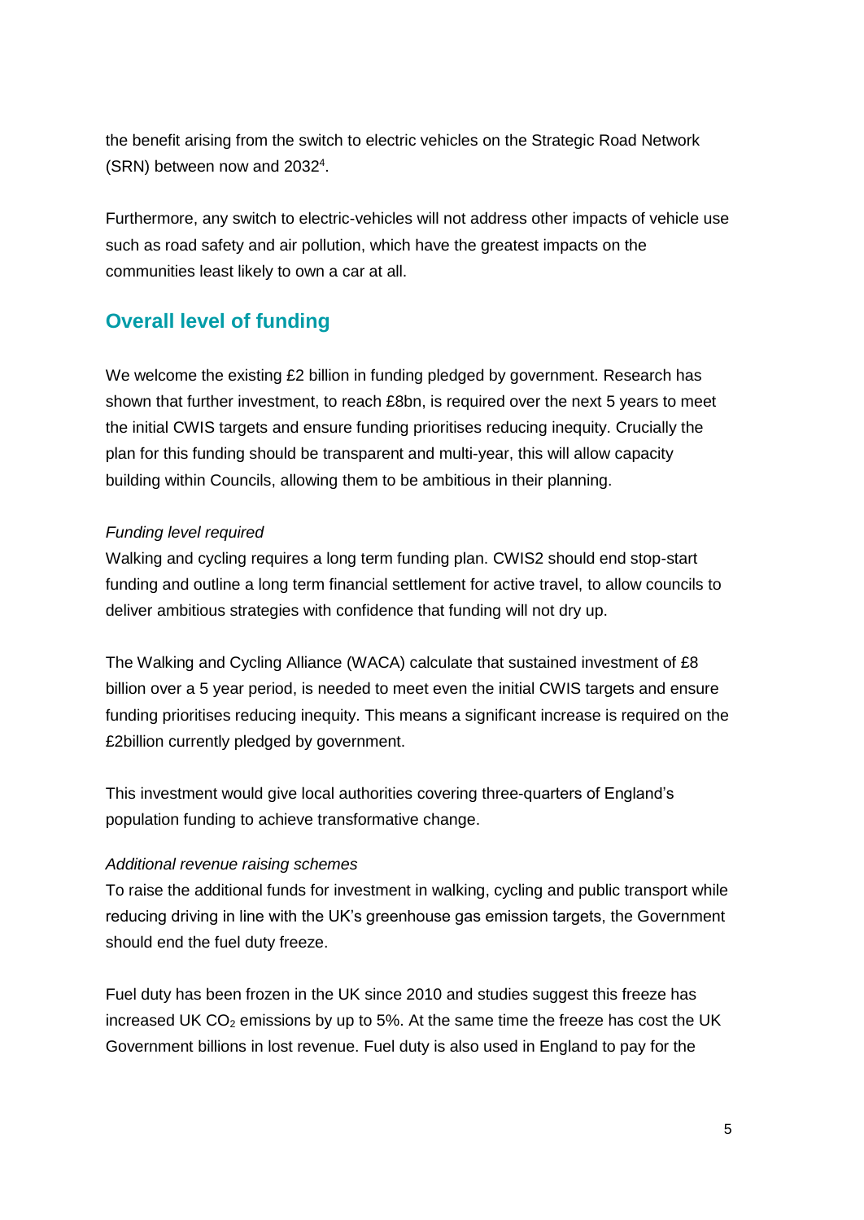the benefit arising from the switch to electric vehicles on the Strategic Road Network (SRN) between now and 2032[4].

Furthermore, any switch to electric-vehicles will not address other impacts of vehicle use such as road safety and air pollution, which have the greatest impacts on the communities least likely to own a car at all.

## Overall level of funding

We welcome the existing £2 billion in funding pledged by government. Research has shown that further investment, to reach £8bn, is required over the next 5 years to meet the initial CWIS targets and ensure funding prioritises reducing inequity. Crucially the plan for this funding should be transparent and multi-year, this will allow capacity building within Councils, allowing them to be ambitious in their planning.

*Funding level required*

Walking and cycling requires a long term funding plan. CWIS2 should end stop-start funding and outline a long term financial settlement for active travel, to allow councils to deliver ambitious strategies with confidence that funding will not dry up.

The Walking and Cycling Alliance (WACA) calculate that sustained investment of £8 billion over a 5 year period, is needed to meet even the initial CWIS targets and ensure funding prioritises reducing inequity. This means a significant increase is required on the £2billion currently pledged by government.

This investment would give local authorities covering three-quarters of England's population funding to achieve transformative change.

*Additional revenue raising schemes*

To raise the additional funds for investment in walking, cycling and public transport while reducing driving in line with the UK's greenhouse gas emission targets, the Government should end the fuel duty freeze.

Fuel duty has been frozen in the UK since 2010 and studies suggest this freeze has increased UK $CO_2$ emissions by up to 5%. At the same time the freeze has cost the UK Government billions in lost revenue. Fuel duty is also used in England to pay for the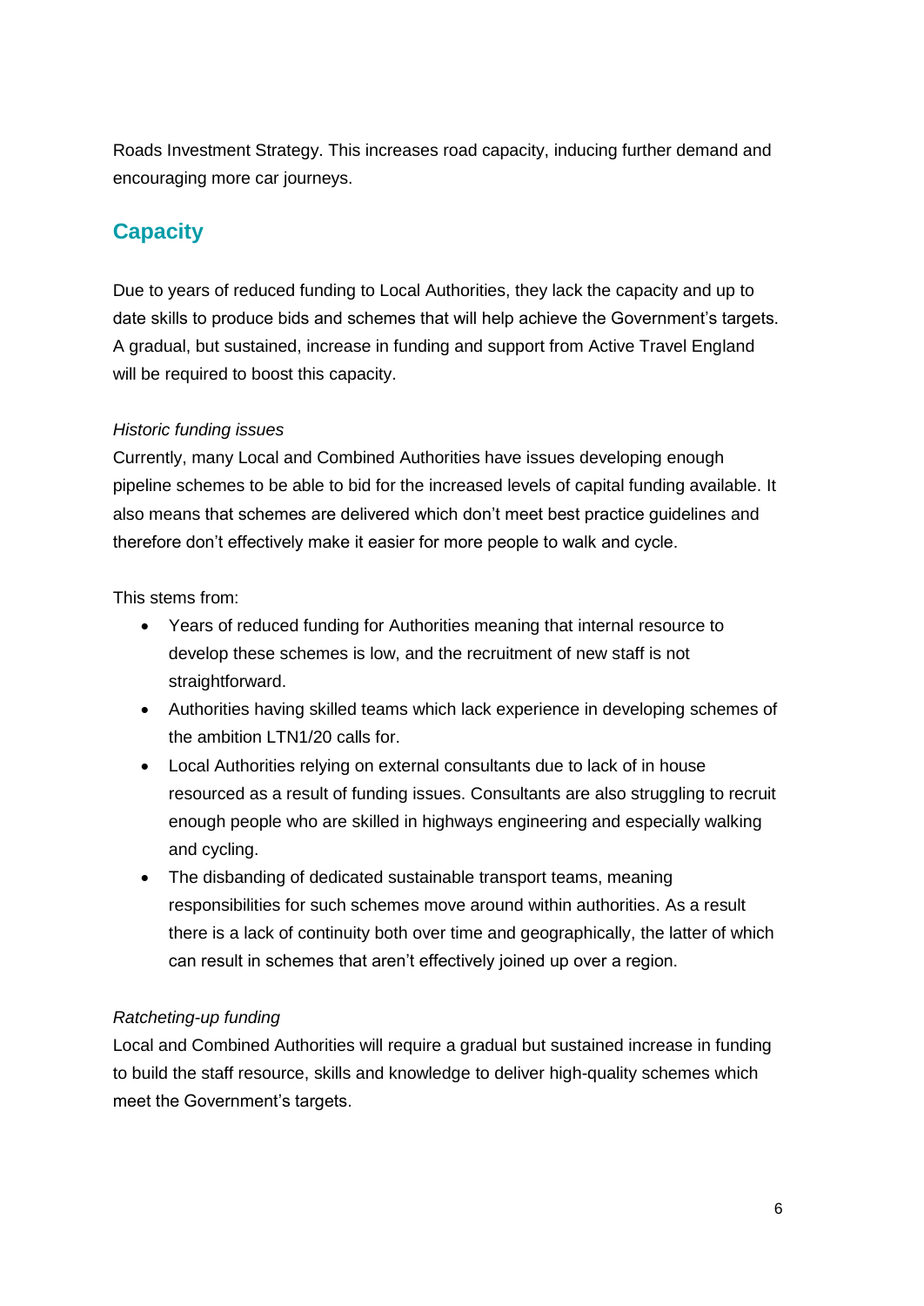Roads Investment Strategy. This increases road capacity, inducing further demand and encouraging more car journeys.

## Capacity

Due to years of reduced funding to Local Authorities, they lack the capacity and up to date skills to produce bids and schemes that will help achieve the Government's targets. A gradual, but sustained, increase in funding and support from Active Travel England will be required to boost this capacity.

*Historic funding issues*

Currently, many Local and Combined Authorities have issues developing enough pipeline schemes to be able to bid for the increased levels of capital funding available. It also means that schemes are delivered which don't meet best practice guidelines and therefore don't effectively make it easier for more people to walk and cycle.

This stems from:

- Years of reduced funding for Authorities meaning that internal resource to develop these schemes is low, and the recruitment of new staff is not straightforward.
- Authorities having skilled teams which lack experience in developing schemes of the ambition LTN1/20 calls for.
- Local Authorities relying on external consultants due to lack of in house resourced as a result of funding issues. Consultants are also struggling to recruit enough people who are skilled in highways engineering and especially walking and cycling.
- The disbanding of dedicated sustainable transport teams, meaning responsibilities for such schemes move around within authorities. As a result there is a lack of continuity both over time and geographically, the latter of which can result in schemes that aren't effectively joined up over a region.

*Ratcheting-up funding*

Local and Combined Authorities will require a gradual but sustained increase in funding to build the staff resource, skills and knowledge to deliver high-quality schemes which meet the Government's targets.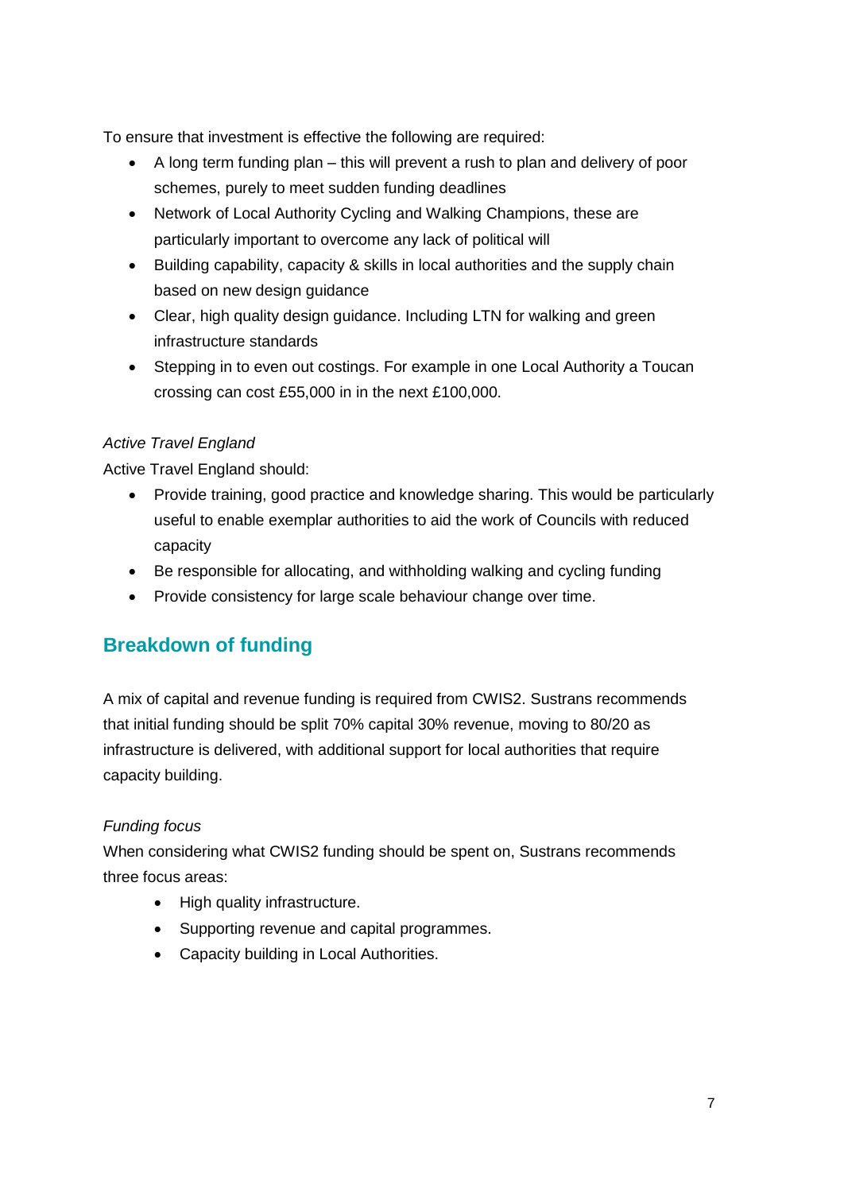To ensure that investment is effective the following are required:

- A long term funding plan – this will prevent a rush to plan and delivery of poor schemes, purely to meet sudden funding deadlines
- Network of Local Authority Cycling and Walking Champions, these are particularly important to overcome any lack of political will
- Building capability, capacity & skills in local authorities and the supply chain based on new design guidance
- Clear, high quality design guidance. Including LTN for walking and green infrastructure standards
- Stepping in to even out costings. For example in one Local Authority a Toucan crossing can cost £55,000 in in the next £100,000.

*Active Travel England*

Active Travel England should:

- Provide training, good practice and knowledge sharing. This would be particularly useful to enable exemplar authorities to aid the work of Councils with reduced capacity
- Be responsible for allocating, and withholding walking and cycling funding
- Provide consistency for large scale behaviour change over time.

## Breakdown of funding

A mix of capital and revenue funding is required from CWIS2. Sustrans recommends that initial funding should be split 70% capital 30% revenue, moving to 80/20 as infrastructure is delivered, with additional support for local authorities that require capacity building.

*Funding focus*

When considering what CWIS2 funding should be spent on, Sustrans recommends three focus areas:

- High quality infrastructure.
- Supporting revenue and capital programmes.
- Capacity building in Local Authorities.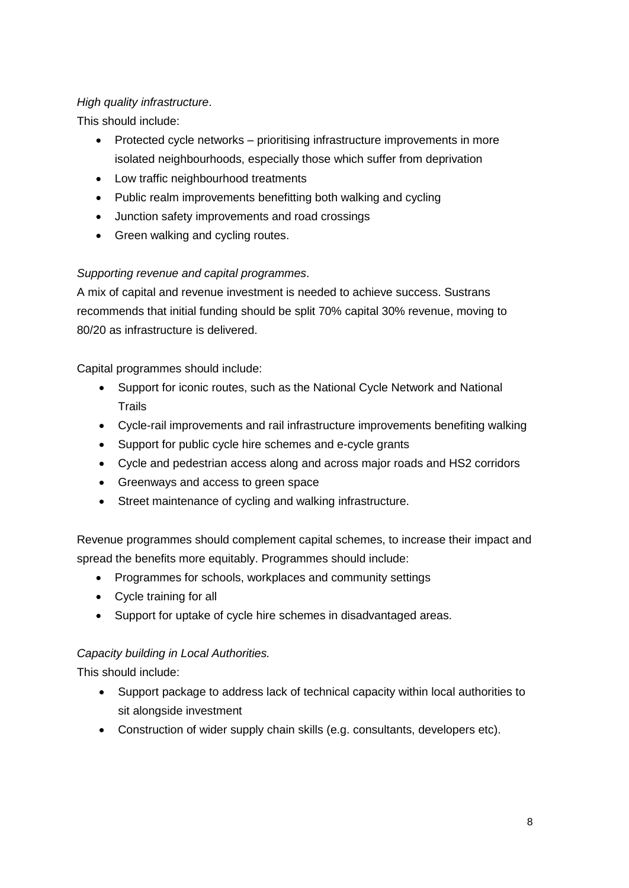*High quality infrastructure*.

This should include:

- Protected cycle networks – prioritising infrastructure improvements in more isolated neighbourhoods, especially those which suffer from deprivation
- Low traffic neighbourhood treatments
- Public realm improvements benefitting both walking and cycling
- Junction safety improvements and road crossings
- Green walking and cycling routes.

*Supporting revenue and capital programmes*.

A mix of capital and revenue investment is needed to achieve success. Sustrans recommends that initial funding should be split 70% capital 30% revenue, moving to 80/20 as infrastructure is delivered.

Capital programmes should include:

- Support for iconic routes, such as the National Cycle Network and National Trails
- Cycle-rail improvements and rail infrastructure improvements benefiting walking
- Support for public cycle hire schemes and e-cycle grants
- Cycle and pedestrian access along and across major roads and HS2 corridors
- Greenways and access to green space
- Street maintenance of cycling and walking infrastructure.

Revenue programmes should complement capital schemes, to increase their impact and spread the benefits more equitably. Programmes should include:

- Programmes for schools, workplaces and community settings
- Cycle training for all
- Support for uptake of cycle hire schemes in disadvantaged areas.

*Capacity building in Local Authorities.*

This should include:

- Support package to address lack of technical capacity within local authorities to sit alongside investment
- Construction of wider supply chain skills (e.g. consultants, developers etc).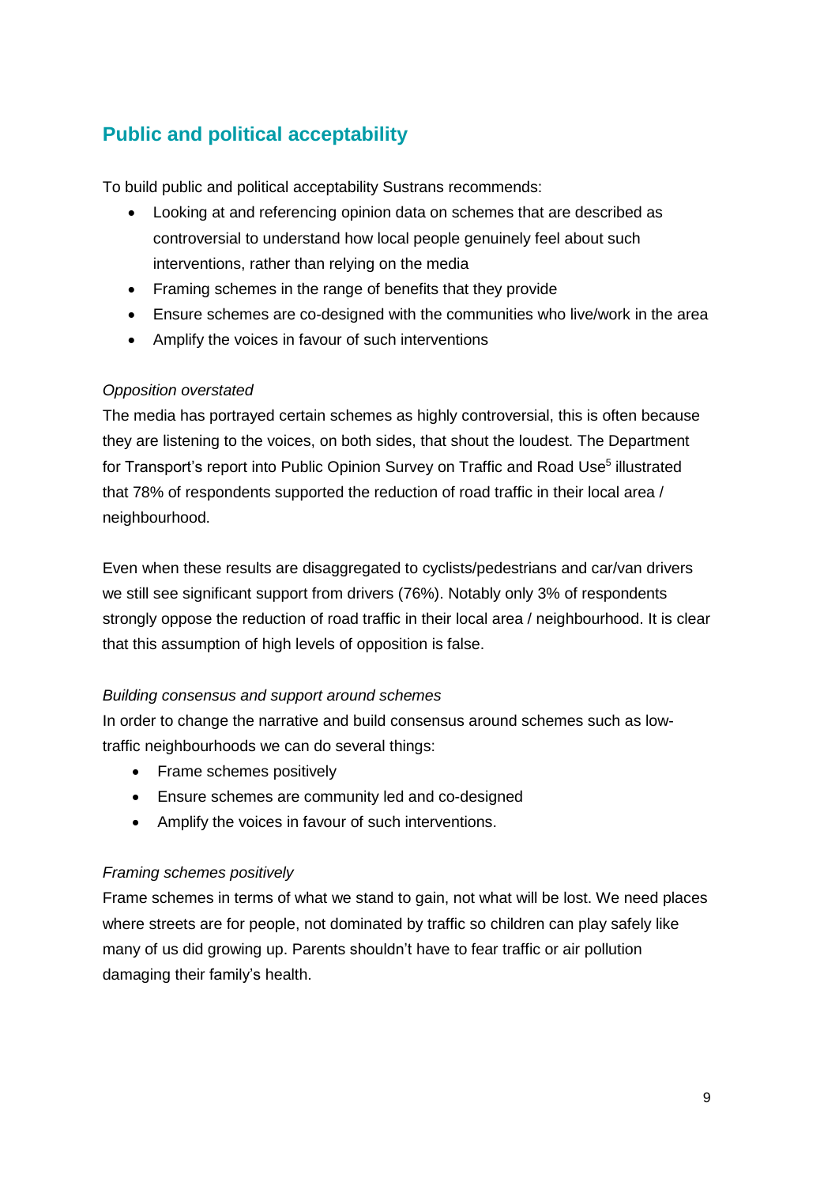## Public and political acceptability

To build public and political acceptability Sustrans recommends:

- Looking at and referencing opinion data on schemes that are described as controversial to understand how local people genuinely feel about such interventions, rather than relying on the media
- Framing schemes in the range of benefits that they provide
- Ensure schemes are co-designed with the communities who live/work in the area
- Amplify the voices in favour of such interventions

*Opposition overstated*

The media has portrayed certain schemes as highly controversial, this is often because they are listening to the voices, on both sides, that shout the loudest. The Department for Transport's report into Public Opinion Survey on Traffic and Road Use[5] illustrated that 78% of respondents supported the reduction of road traffic in their local area / neighbourhood.

Even when these results are disaggregated to cyclists/pedestrians and car/van drivers we still see significant support from drivers (76%). Notably only 3% of respondents strongly oppose the reduction of road traffic in their local area / neighbourhood. It is clear that this assumption of high levels of opposition is false.

*Building consensus and support around schemes*

In order to change the narrative and build consensus around schemes such as low-traffic neighbourhoods we can do several things:

- Frame schemes positively
- Ensure schemes are community led and co-designed
- Amplify the voices in favour of such interventions.

*Framing schemes positively*

Frame schemes in terms of what we stand to gain, not what will be lost. We need places where streets are for people, not dominated by traffic so children can play safely like many of us did growing up. Parents shouldn't have to fear traffic or air pollution damaging their family's health.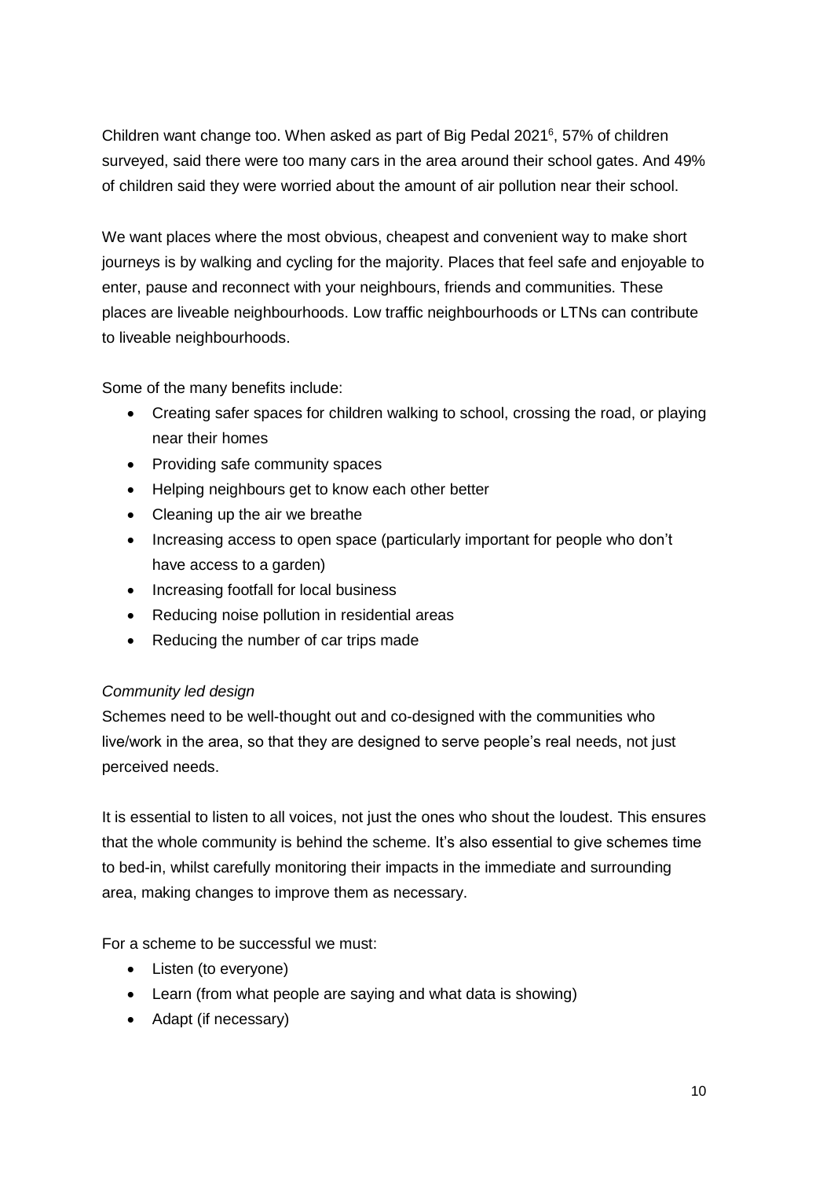Children want change too. When asked as part of Big Pedal 2021[6], 57% of children surveyed, said there were too many cars in the area around their school gates. And 49% of children said they were worried about the amount of air pollution near their school.

We want places where the most obvious, cheapest and convenient way to make short journeys is by walking and cycling for the majority. Places that feel safe and enjoyable to enter, pause and reconnect with your neighbours, friends and communities. These places are liveable neighbourhoods. Low traffic neighbourhoods or LTNs can contribute to liveable neighbourhoods.

Some of the many benefits include:

- Creating safer spaces for children walking to school, crossing the road, or playing near their homes
- Providing safe community spaces
- Helping neighbours get to know each other better
- Cleaning up the air we breathe
- Increasing access to open space (particularly important for people who don't have access to a garden)
- Increasing footfall for local business
- Reducing noise pollution in residential areas
- Reducing the number of car trips made

*Community led design*

Schemes need to be well-thought out and co-designed with the communities who live/work in the area, so that they are designed to serve people's real needs, not just perceived needs.

It is essential to listen to all voices, not just the ones who shout the loudest. This ensures that the whole community is behind the scheme. It's also essential to give schemes time to bed-in, whilst carefully monitoring their impacts in the immediate and surrounding area, making changes to improve them as necessary.

For a scheme to be successful we must:

- Listen (to everyone)
- Learn (from what people are saying and what data is showing)
- Adapt (if necessary)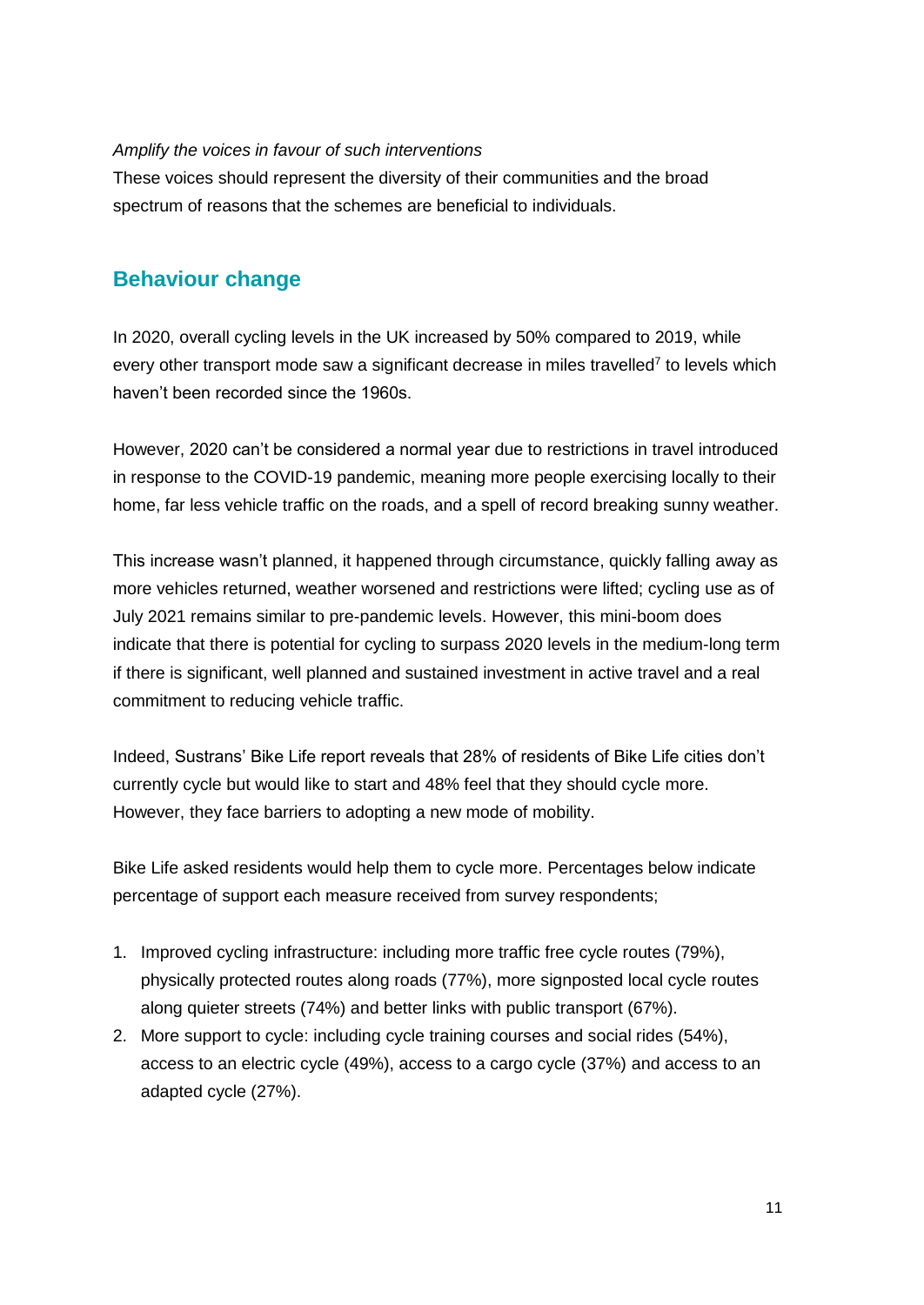*Amplify the voices in favour of such interventions*

These voices should represent the diversity of their communities and the broad spectrum of reasons that the schemes are beneficial to individuals.

## Behaviour change

In 2020, overall cycling levels in the UK increased by 50% compared to 2019, while every other transport mode saw a significant decrease in miles travelled[7] to levels which haven't been recorded since the 1960s.

However, 2020 can't be considered a normal year due to restrictions in travel introduced in response to the COVID-19 pandemic, meaning more people exercising locally to their home, far less vehicle traffic on the roads, and a spell of record breaking sunny weather.

This increase wasn't planned, it happened through circumstance, quickly falling away as more vehicles returned, weather worsened and restrictions were lifted; cycling use as of July 2021 remains similar to pre-pandemic levels. However, this mini-boom does indicate that there is potential for cycling to surpass 2020 levels in the medium-long term if there is significant, well planned and sustained investment in active travel and a real commitment to reducing vehicle traffic.

Indeed, Sustrans' Bike Life report reveals that 28% of residents of Bike Life cities don't currently cycle but would like to start and 48% feel that they should cycle more. However, they face barriers to adopting a new mode of mobility.

Bike Life asked residents would help them to cycle more. Percentages below indicate percentage of support each measure received from survey respondents;

1. Improved cycling infrastructure: including more traffic free cycle routes (79%), physically protected routes along roads (77%), more signposted local cycle routes along quieter streets (74%) and better links with public transport (67%).
2. More support to cycle: including cycle training courses and social rides (54%), access to an electric cycle (49%), access to a cargo cycle (37%) and access to an adapted cycle (27%).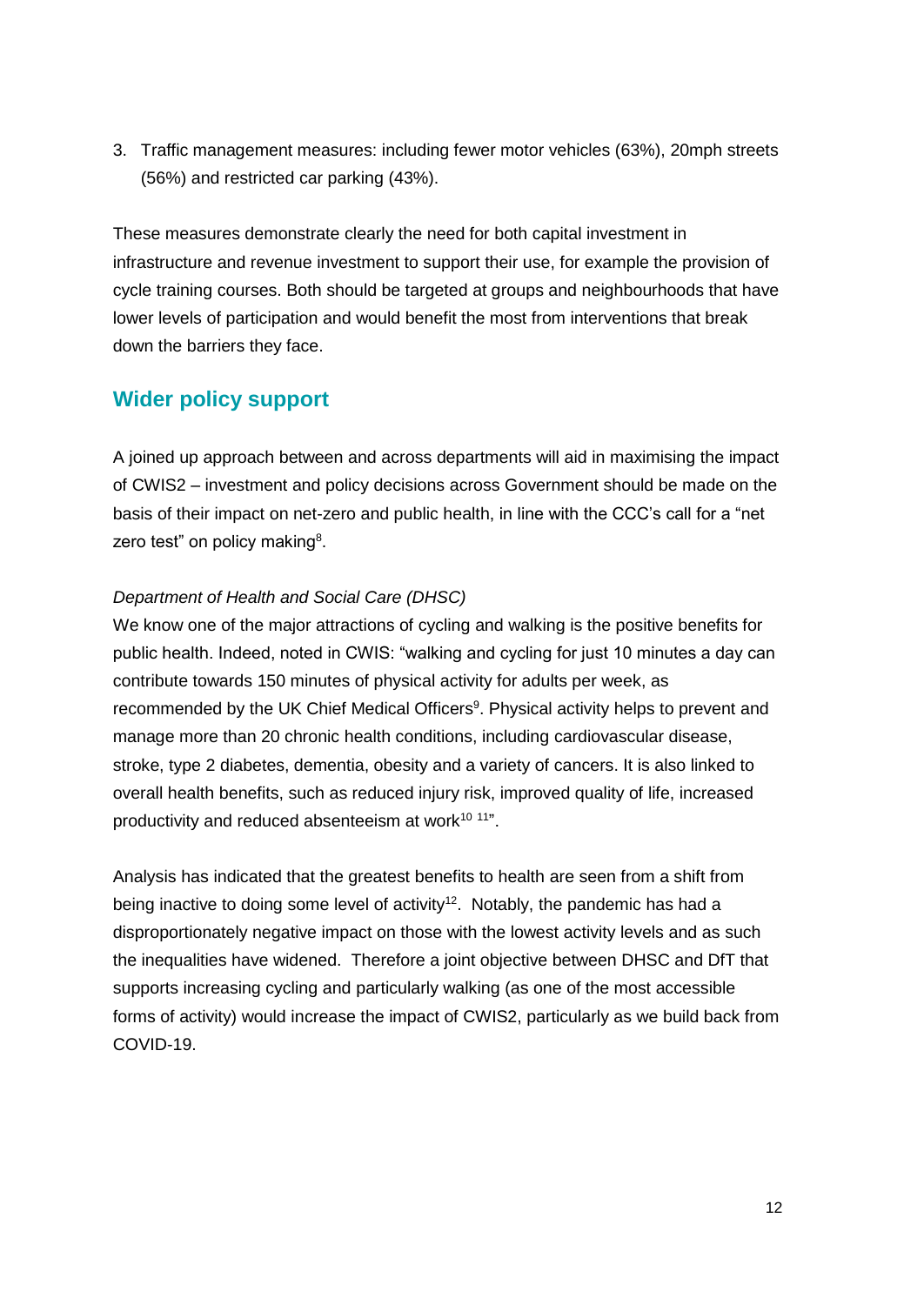3. Traffic management measures: including fewer motor vehicles (63%), 20mph streets (56%) and restricted car parking (43%).

These measures demonstrate clearly the need for both capital investment in infrastructure and revenue investment to support their use, for example the provision of cycle training courses. Both should be targeted at groups and neighbourhoods that have lower levels of participation and would benefit the most from interventions that break down the barriers they face.

## Wider policy support

A joined up approach between and across departments will aid in maximising the impact of CWIS2 – investment and policy decisions across Government should be made on the basis of their impact on net-zero and public health, in line with the CCC's call for a "net zero test" on policy making[8].

*Department of Health and Social Care (DHSC)*

We know one of the major attractions of cycling and walking is the positive benefits for public health. Indeed, noted in CWIS: "walking and cycling for just 10 minutes a day can contribute towards 150 minutes of physical activity for adults per week, as recommended by the UK Chief Medical Officers[9]. Physical activity helps to prevent and manage more than 20 chronic health conditions, including cardiovascular disease, stroke, type 2 diabetes, dementia, obesity and a variety of cancers. It is also linked to overall health benefits, such as reduced injury risk, improved quality of life, increased productivity and reduced absenteeism at work[10] [11]".

Analysis has indicated that the greatest benefits to health are seen from a shift from being inactive to doing some level of activity[12]. Notably, the pandemic has had a disproportionately negative impact on those with the lowest activity levels and as such the inequalities have widened. Therefore a joint objective between DHSC and DfT that supports increasing cycling and particularly walking (as one of the most accessible forms of activity) would increase the impact of CWIS2, particularly as we build back from COVID-19.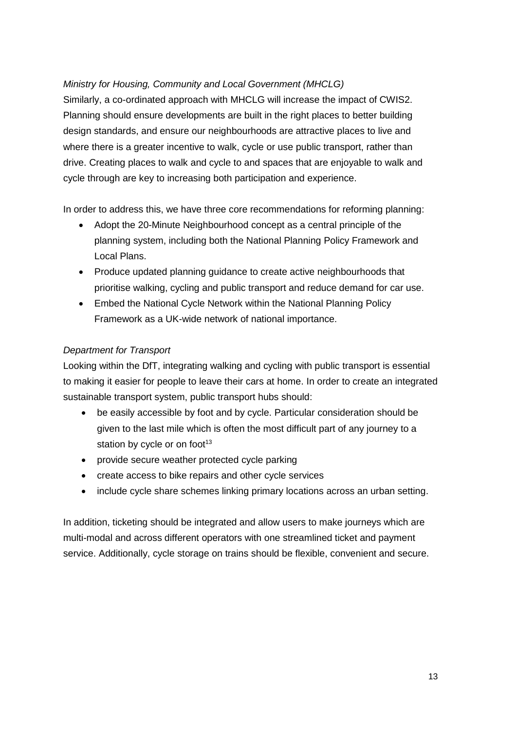*Ministry for Housing, Community and Local Government (MHCLG)*

Similarly, a co-ordinated approach with MHCLG will increase the impact of CWIS2. Planning should ensure developments are built in the right places to better building design standards, and ensure our neighbourhoods are attractive places to live and where there is a greater incentive to walk, cycle or use public transport, rather than drive. Creating places to walk and cycle to and spaces that are enjoyable to walk and cycle through are key to increasing both participation and experience.

In order to address this, we have three core recommendations for reforming planning:

- Adopt the 20-Minute Neighbourhood concept as a central principle of the planning system, including both the National Planning Policy Framework and Local Plans.
- Produce updated planning guidance to create active neighbourhoods that prioritise walking, cycling and public transport and reduce demand for car use.
- Embed the National Cycle Network within the National Planning Policy Framework as a UK-wide network of national importance.

*Department for Transport*

Looking within the DfT, integrating walking and cycling with public transport is essential to making it easier for people to leave their cars at home. In order to create an integrated sustainable transport system, public transport hubs should:

- be easily accessible by foot and by cycle. Particular consideration should be given to the last mile which is often the most difficult part of any journey to a station by cycle or on foot[13]
- provide secure weather protected cycle parking
- create access to bike repairs and other cycle services
- include cycle share schemes linking primary locations across an urban setting.

In addition, ticketing should be integrated and allow users to make journeys which are multi-modal and across different operators with one streamlined ticket and payment service. Additionally, cycle storage on trains should be flexible, convenient and secure.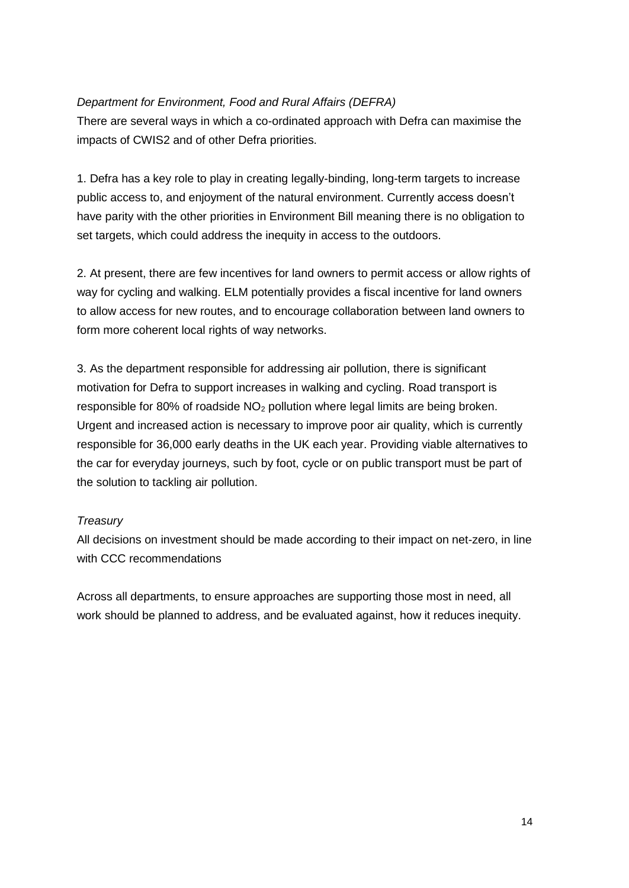*Department for Environment, Food and Rural Affairs (DEFRA)*

There are several ways in which a co-ordinated approach with Defra can maximise the impacts of CWIS2 and of other Defra priorities.

1. Defra has a key role to play in creating legally-binding, long-term targets to increase public access to, and enjoyment of the natural environment. Currently access doesn't have parity with the other priorities in Environment Bill meaning there is no obligation to set targets, which could address the inequity in access to the outdoors.

2. At present, there are few incentives for land owners to permit access or allow rights of way for cycling and walking. ELM potentially provides a fiscal incentive for land owners to allow access for new routes, and to encourage collaboration between land owners to form more coherent local rights of way networks.

3. As the department responsible for addressing air pollution, there is significant motivation for Defra to support increases in walking and cycling. Road transport is responsible for 80% of roadside $NO_2$ pollution where legal limits are being broken. Urgent and increased action is necessary to improve poor air quality, which is currently responsible for 36,000 early deaths in the UK each year. Providing viable alternatives to the car for everyday journeys, such by foot, cycle or on public transport must be part of the solution to tackling air pollution.

*Treasury*

All decisions on investment should be made according to their impact on net-zero, in line with CCC recommendations

Across all departments, to ensure approaches are supporting those most in need, all work should be planned to address, and be evaluated against, how it reduces inequity.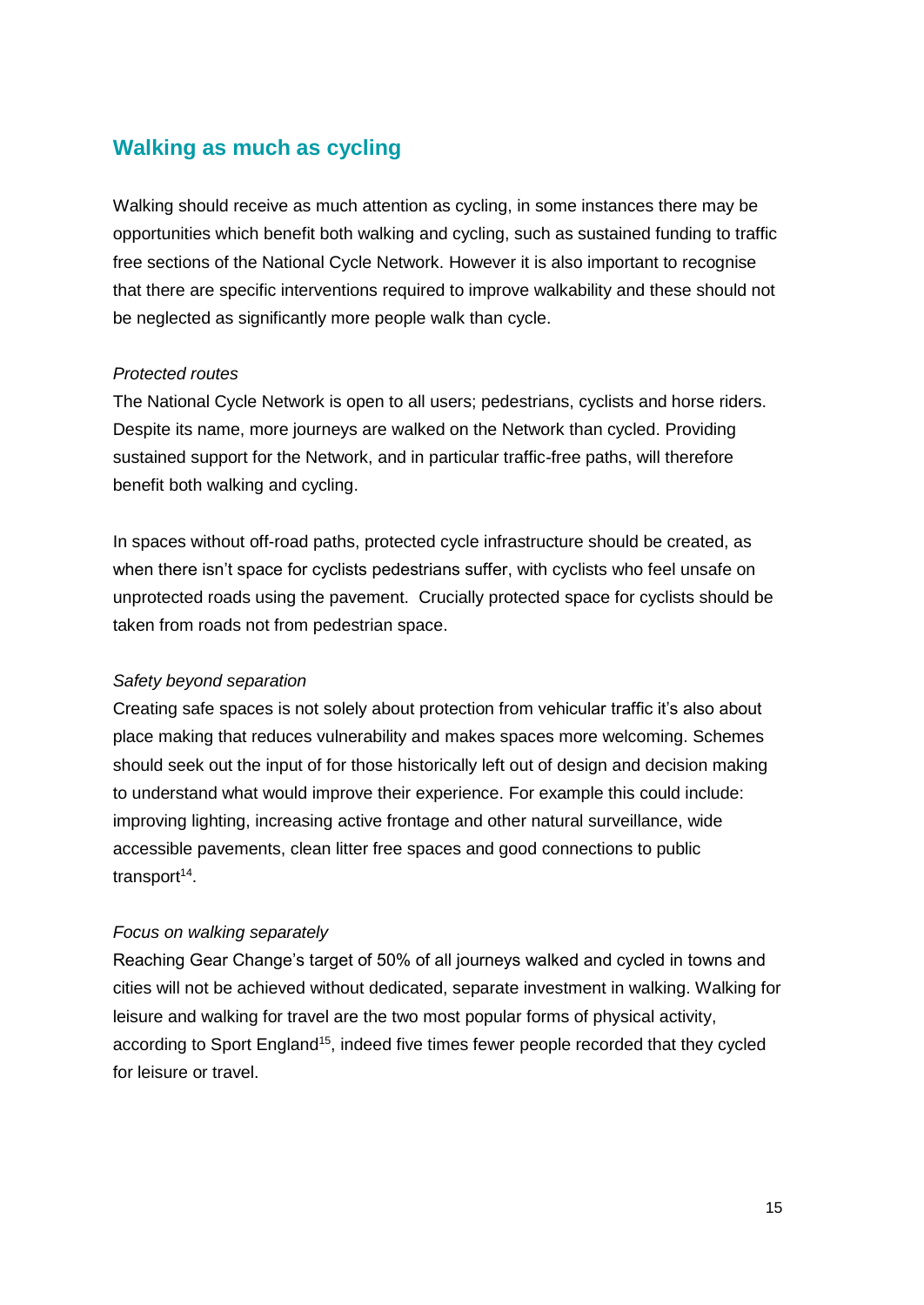## Walking as much as cycling

Walking should receive as much attention as cycling, in some instances there may be opportunities which benefit both walking and cycling, such as sustained funding to traffic free sections of the National Cycle Network. However it is also important to recognise that there are specific interventions required to improve walkability and these should not be neglected as significantly more people walk than cycle.

*Protected routes*

The National Cycle Network is open to all users; pedestrians, cyclists and horse riders. Despite its name, more journeys are walked on the Network than cycled. Providing sustained support for the Network, and in particular traffic-free paths, will therefore benefit both walking and cycling.

In spaces without off-road paths, protected cycle infrastructure should be created, as when there isn't space for cyclists pedestrians suffer, with cyclists who feel unsafe on unprotected roads using the pavement. Crucially protected space for cyclists should be taken from roads not from pedestrian space.

*Safety beyond separation*

Creating safe spaces is not solely about protection from vehicular traffic it's also about place making that reduces vulnerability and makes spaces more welcoming. Schemes should seek out the input of for those historically left out of design and decision making to understand what would improve their experience. For example this could include: improving lighting, increasing active frontage and other natural surveillance, wide accessible pavements, clean litter free spaces and good connections to public transport[14].

*Focus on walking separately*

Reaching Gear Change's target of 50% of all journeys walked and cycled in towns and cities will not be achieved without dedicated, separate investment in walking. Walking for leisure and walking for travel are the two most popular forms of physical activity, according to Sport England[15], indeed five times fewer people recorded that they cycled for leisure or travel.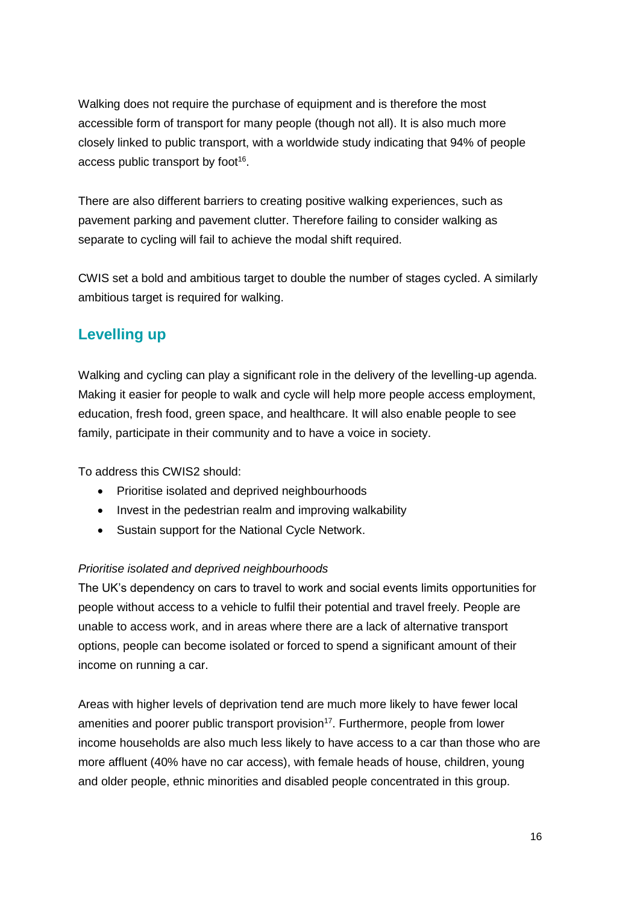Walking does not require the purchase of equipment and is therefore the most accessible form of transport for many people (though not all). It is also much more closely linked to public transport, with a worldwide study indicating that 94% of people access public transport by foot[16].

There are also different barriers to creating positive walking experiences, such as pavement parking and pavement clutter. Therefore failing to consider walking as separate to cycling will fail to achieve the modal shift required.

CWIS set a bold and ambitious target to double the number of stages cycled. A similarly ambitious target is required for walking.

## Levelling up

Walking and cycling can play a significant role in the delivery of the levelling-up agenda. Making it easier for people to walk and cycle will help more people access employment, education, fresh food, green space, and healthcare. It will also enable people to see family, participate in their community and to have a voice in society.

To address this CWIS2 should:

- Prioritise isolated and deprived neighbourhoods
- Invest in the pedestrian realm and improving walkability
- Sustain support for the National Cycle Network.

*Prioritise isolated and deprived neighbourhoods*

The UK's dependency on cars to travel to work and social events limits opportunities for people without access to a vehicle to fulfil their potential and travel freely. People are unable to access work, and in areas where there are a lack of alternative transport options, people can become isolated or forced to spend a significant amount of their income on running a car.

Areas with higher levels of deprivation tend are much more likely to have fewer local amenities and poorer public transport provision[17]. Furthermore, people from lower income households are also much less likely to have access to a car than those who are more affluent (40% have no car access), with female heads of house, children, young and older people, ethnic minorities and disabled people concentrated in this group.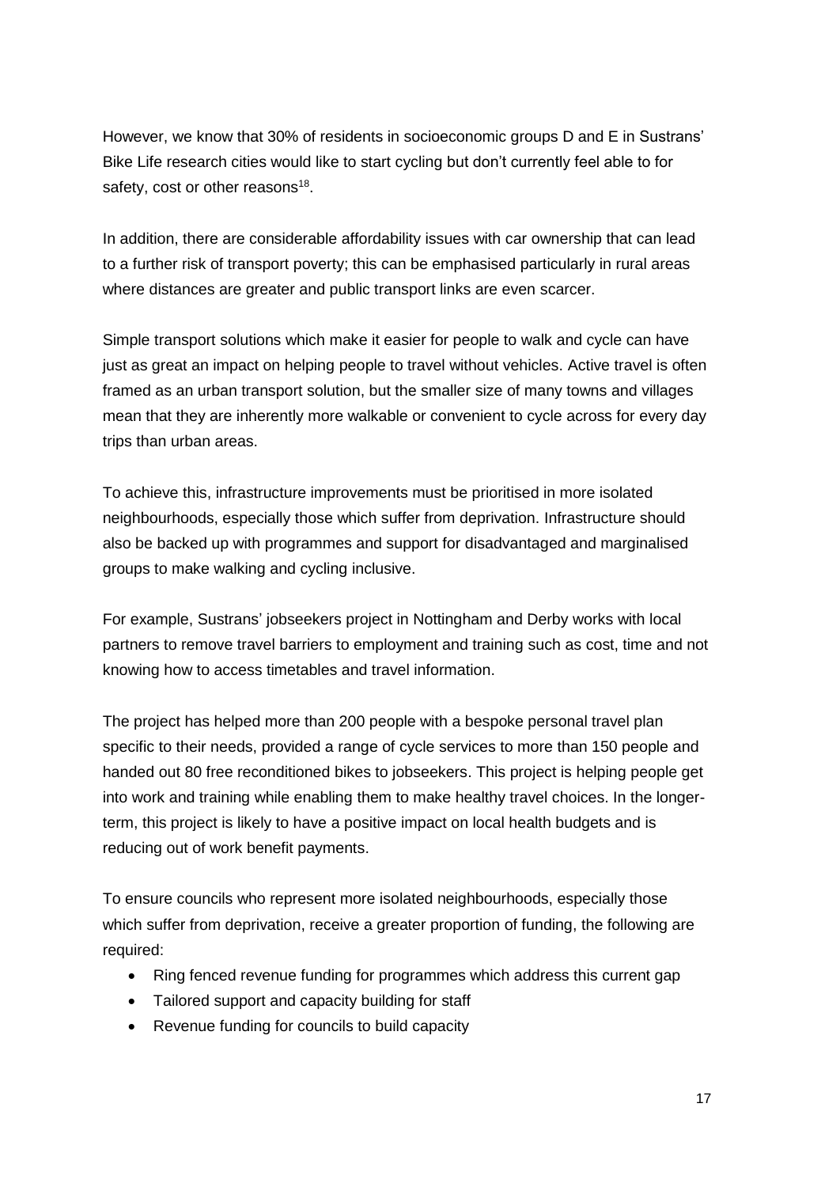However, we know that 30% of residents in socioeconomic groups D and E in Sustrans' Bike Life research cities would like to start cycling but don't currently feel able to for safety, cost or other reasons[18].

In addition, there are considerable affordability issues with car ownership that can lead to a further risk of transport poverty; this can be emphasised particularly in rural areas where distances are greater and public transport links are even scarcer.

Simple transport solutions which make it easier for people to walk and cycle can have just as great an impact on helping people to travel without vehicles. Active travel is often framed as an urban transport solution, but the smaller size of many towns and villages mean that they are inherently more walkable or convenient to cycle across for every day trips than urban areas.

To achieve this, infrastructure improvements must be prioritised in more isolated neighbourhoods, especially those which suffer from deprivation. Infrastructure should also be backed up with programmes and support for disadvantaged and marginalised groups to make walking and cycling inclusive.

For example, Sustrans' jobseekers project in Nottingham and Derby works with local partners to remove travel barriers to employment and training such as cost, time and not knowing how to access timetables and travel information.

The project has helped more than 200 people with a bespoke personal travel plan specific to their needs, provided a range of cycle services to more than 150 people and handed out 80 free reconditioned bikes to jobseekers. This project is helping people get into work and training while enabling them to make healthy travel choices. In the longer-term, this project is likely to have a positive impact on local health budgets and is reducing out of work benefit payments.

To ensure councils who represent more isolated neighbourhoods, especially those which suffer from deprivation, receive a greater proportion of funding, the following are required:

- Ring fenced revenue funding for programmes which address this current gap
- Tailored support and capacity building for staff
- Revenue funding for councils to build capacity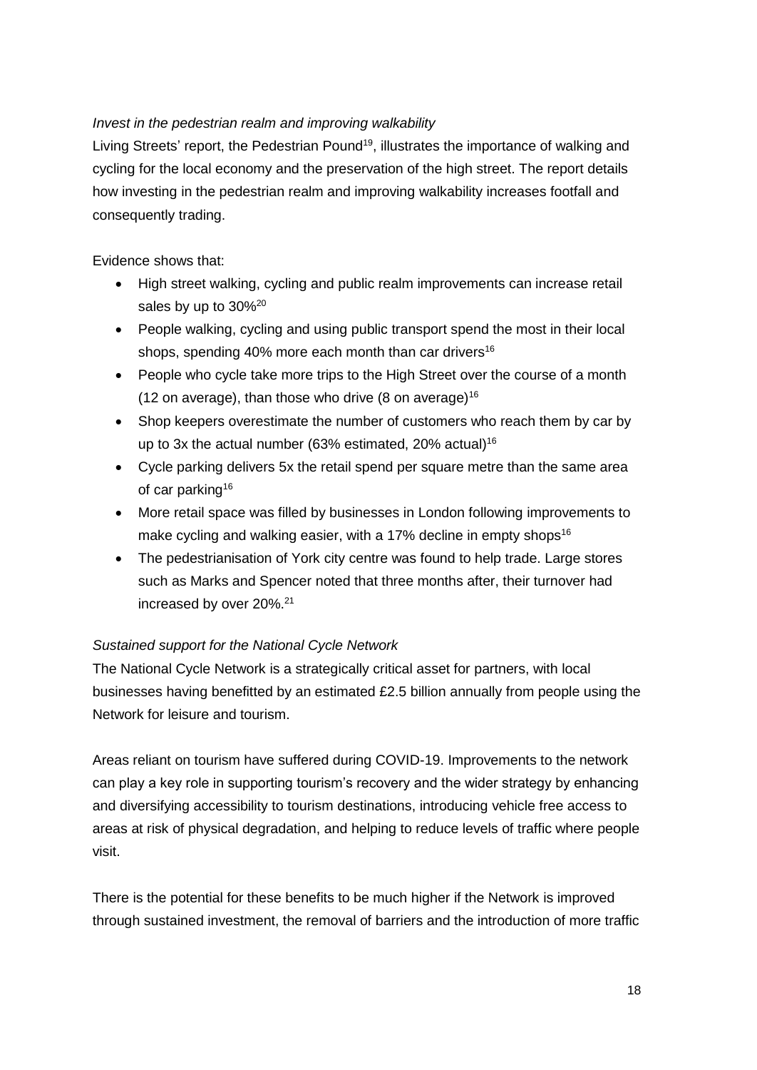*Invest in the pedestrian realm and improving walkability*

Living Streets' report, the Pedestrian Pound[19], illustrates the importance of walking and cycling for the local economy and the preservation of the high street. The report details how investing in the pedestrian realm and improving walkability increases footfall and consequently trading.

Evidence shows that:

- High street walking, cycling and public realm improvements can increase retail sales by up to 30%[20]
- People walking, cycling and using public transport spend the most in their local shops, spending 40% more each month than car drivers[16]
- People who cycle take more trips to the High Street over the course of a month (12 on average), than those who drive (8 on average)[16]
- Shop keepers overestimate the number of customers who reach them by car by up to 3x the actual number (63% estimated, 20% actual)[16]
- Cycle parking delivers 5x the retail spend per square metre than the same area of car parking[16]
- More retail space was filled by businesses in London following improvements to make cycling and walking easier, with a 17% decline in empty shops[16]
- The pedestrianisation of York city centre was found to help trade. Large stores such as Marks and Spencer noted that three months after, their turnover had increased by over 20%.[21]

*Sustained support for the National Cycle Network*

The National Cycle Network is a strategically critical asset for partners, with local businesses having benefitted by an estimated £2.5 billion annually from people using the Network for leisure and tourism.

Areas reliant on tourism have suffered during COVID-19. Improvements to the network can play a key role in supporting tourism's recovery and the wider strategy by enhancing and diversifying accessibility to tourism destinations, introducing vehicle free access to areas at risk of physical degradation, and helping to reduce levels of traffic where people visit.

There is the potential for these benefits to be much higher if the Network is improved through sustained investment, the removal of barriers and the introduction of more traffic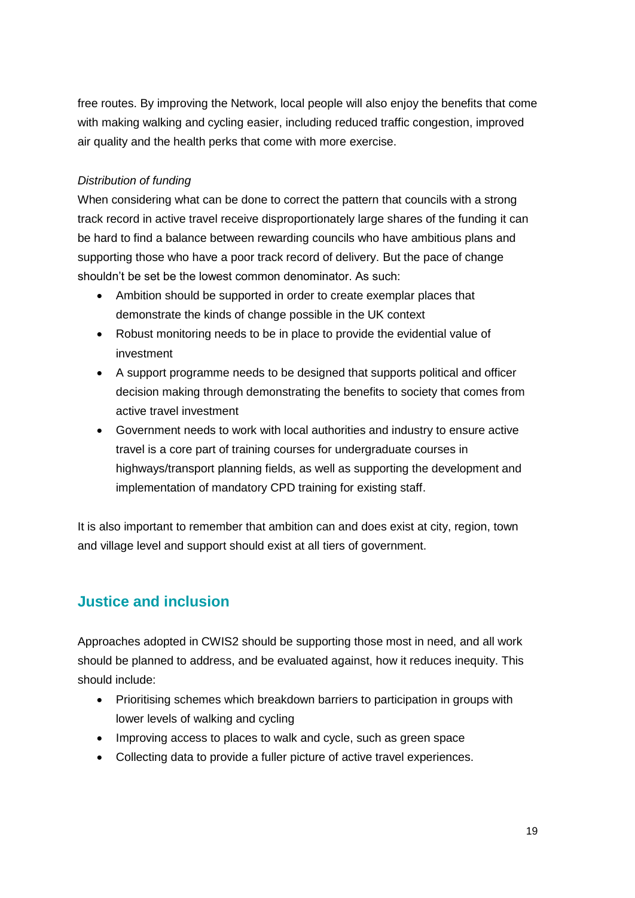free routes. By improving the Network, local people will also enjoy the benefits that come with making walking and cycling easier, including reduced traffic congestion, improved air quality and the health perks that come with more exercise.

*Distribution of funding*

When considering what can be done to correct the pattern that councils with a strong track record in active travel receive disproportionately large shares of the funding it can be hard to find a balance between rewarding councils who have ambitious plans and supporting those who have a poor track record of delivery. But the pace of change shouldn't be set be the lowest common denominator. As such:

- Ambition should be supported in order to create exemplar places that demonstrate the kinds of change possible in the UK context
- Robust monitoring needs to be in place to provide the evidential value of investment
- A support programme needs to be designed that supports political and officer decision making through demonstrating the benefits to society that comes from active travel investment
- Government needs to work with local authorities and industry to ensure active travel is a core part of training courses for undergraduate courses in highways/transport planning fields, as well as supporting the development and implementation of mandatory CPD training for existing staff.

It is also important to remember that ambition can and does exist at city, region, town and village level and support should exist at all tiers of government.

## Justice and inclusion

Approaches adopted in CWIS2 should be supporting those most in need, and all work should be planned to address, and be evaluated against, how it reduces inequity. This should include:

- Prioritising schemes which breakdown barriers to participation in groups with lower levels of walking and cycling
- Improving access to places to walk and cycle, such as green space
- Collecting data to provide a fuller picture of active travel experiences.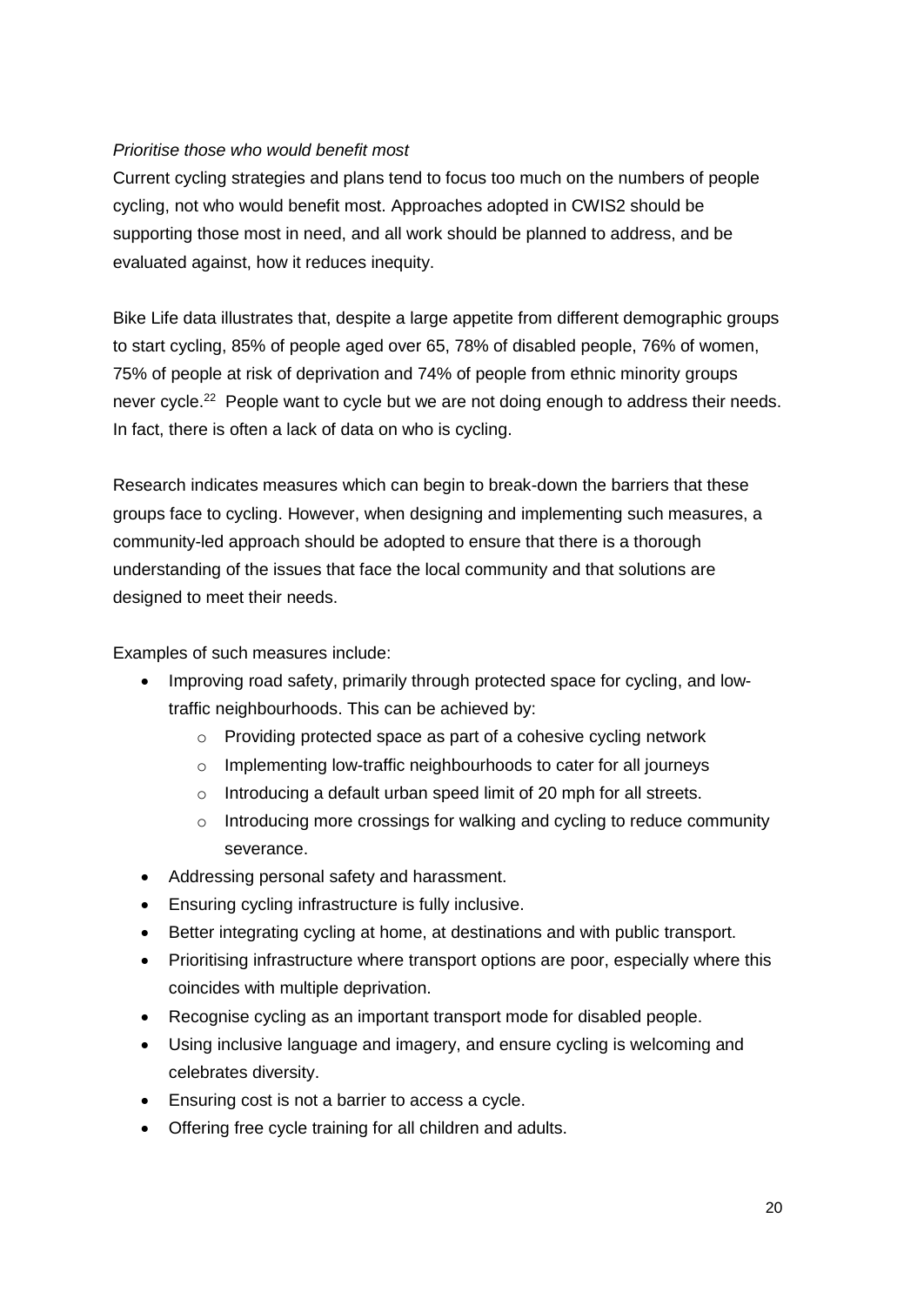*Prioritise those who would benefit most*

Current cycling strategies and plans tend to focus too much on the numbers of people cycling, not who would benefit most. Approaches adopted in CWIS2 should be supporting those most in need, and all work should be planned to address, and be evaluated against, how it reduces inequity.

Bike Life data illustrates that, despite a large appetite from different demographic groups to start cycling, 85% of people aged over 65, 78% of disabled people, 76% of women, 75% of people at risk of deprivation and 74% of people from ethnic minority groups never cycle.[22] People want to cycle but we are not doing enough to address their needs. In fact, there is often a lack of data on who is cycling.

Research indicates measures which can begin to break-down the barriers that these groups face to cycling. However, when designing and implementing such measures, a community-led approach should be adopted to ensure that there is a thorough understanding of the issues that face the local community and that solutions are designed to meet their needs.

Examples of such measures include:

- Improving road safety, primarily through protected space for cycling, and low-traffic neighbourhoods. This can be achieved by:
  - Providing protected space as part of a cohesive cycling network
  - Implementing low-traffic neighbourhoods to cater for all journeys
  - Introducing a default urban speed limit of 20 mph for all streets.
  - Introducing more crossings for walking and cycling to reduce community severance.
- Addressing personal safety and harassment.
- Ensuring cycling infrastructure is fully inclusive.
- Better integrating cycling at home, at destinations and with public transport.
- Prioritising infrastructure where transport options are poor, especially where this coincides with multiple deprivation.
- Recognise cycling as an important transport mode for disabled people.
- Using inclusive language and imagery, and ensure cycling is welcoming and celebrates diversity.
- Ensuring cost is not a barrier to access a cycle.
- Offering free cycle training for all children and adults.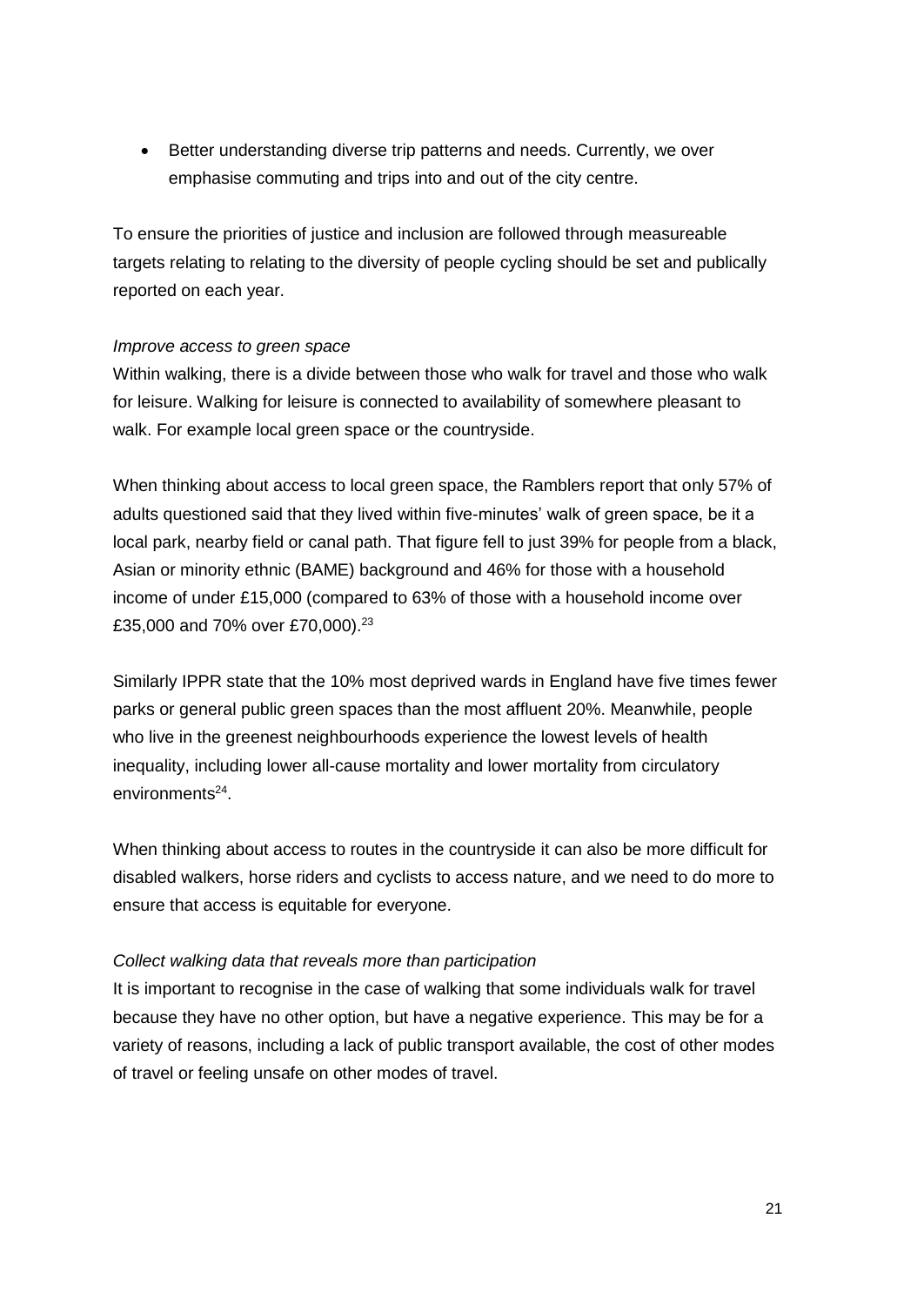- Better understanding diverse trip patterns and needs. Currently, we over emphasise commuting and trips into and out of the city centre.

To ensure the priorities of justice and inclusion are followed through measureable targets relating to relating to the diversity of people cycling should be set and publically reported on each year.

*Improve access to green space*

Within walking, there is a divide between those who walk for travel and those who walk for leisure. Walking for leisure is connected to availability of somewhere pleasant to walk. For example local green space or the countryside.

When thinking about access to local green space, the Ramblers report that only 57% of adults questioned said that they lived within five-minutes' walk of green space, be it a local park, nearby field or canal path. That figure fell to just 39% for people from a black, Asian or minority ethnic (BAME) background and 46% for those with a household income of under £15,000 (compared to 63% of those with a household income over £35,000 and 70% over £70,000).[23]

Similarly IPPR state that the 10% most deprived wards in England have five times fewer parks or general public green spaces than the most affluent 20%. Meanwhile, people who live in the greenest neighbourhoods experience the lowest levels of health inequality, including lower all-cause mortality and lower mortality from circulatory environments[24].

When thinking about access to routes in the countryside it can also be more difficult for disabled walkers, horse riders and cyclists to access nature, and we need to do more to ensure that access is equitable for everyone.

*Collect walking data that reveals more than participation*

It is important to recognise in the case of walking that some individuals walk for travel because they have no other option, but have a negative experience. This may be for a variety of reasons, including a lack of public transport available, the cost of other modes of travel or feeling unsafe on other modes of travel.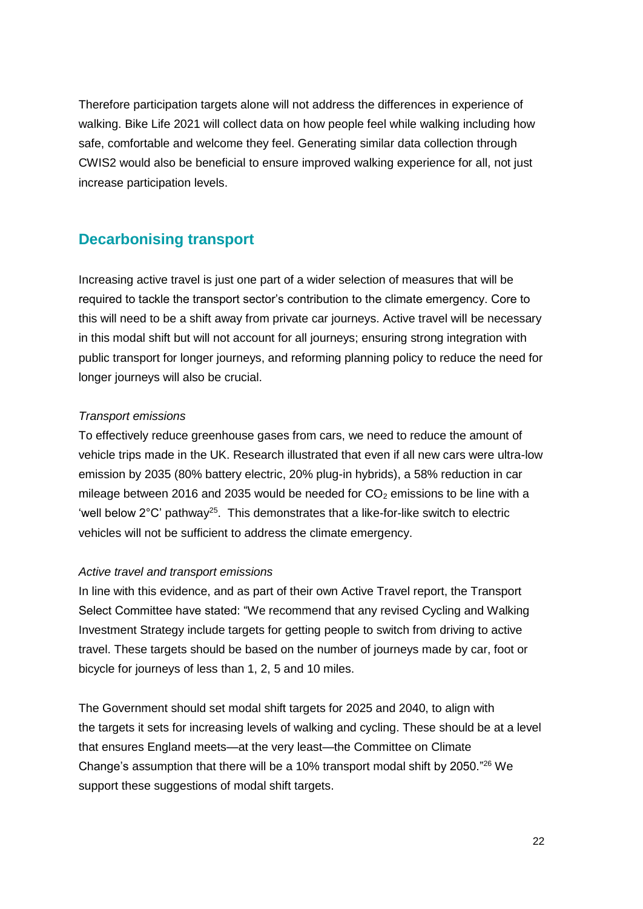Therefore participation targets alone will not address the differences in experience of walking. Bike Life 2021 will collect data on how people feel while walking including how safe, comfortable and welcome they feel. Generating similar data collection through CWIS2 would also be beneficial to ensure improved walking experience for all, not just increase participation levels.

## Decarbonising transport

Increasing active travel is just one part of a wider selection of measures that will be required to tackle the transport sector's contribution to the climate emergency. Core to this will need to be a shift away from private car journeys. Active travel will be necessary in this modal shift but will not account for all journeys; ensuring strong integration with public transport for longer journeys, and reforming planning policy to reduce the need for longer journeys will also be crucial.

*Transport emissions*

To effectively reduce greenhouse gases from cars, we need to reduce the amount of vehicle trips made in the UK. Research illustrated that even if all new cars were ultra-low emission by 2035 (80% battery electric, 20% plug-in hybrids), a 58% reduction in car mileage between 2016 and 2035 would be needed for $CO_2$ emissions to be line with a 'well below 2°C' pathway[25]. This demonstrates that a like-for-like switch to electric vehicles will not be sufficient to address the climate emergency.

*Active travel and transport emissions*

In line with this evidence, and as part of their own Active Travel report, the Transport Select Committee have stated: "We recommend that any revised Cycling and Walking Investment Strategy include targets for getting people to switch from driving to active travel. These targets should be based on the number of journeys made by car, foot or bicycle for journeys of less than 1, 2, 5 and 10 miles.

The Government should set modal shift targets for 2025 and 2040, to align with the targets it sets for increasing levels of walking and cycling. These should be at a level that ensures England meets—at the very least—the Committee on Climate Change's assumption that there will be a 10% transport modal shift by 2050."[26] We support these suggestions of modal shift targets.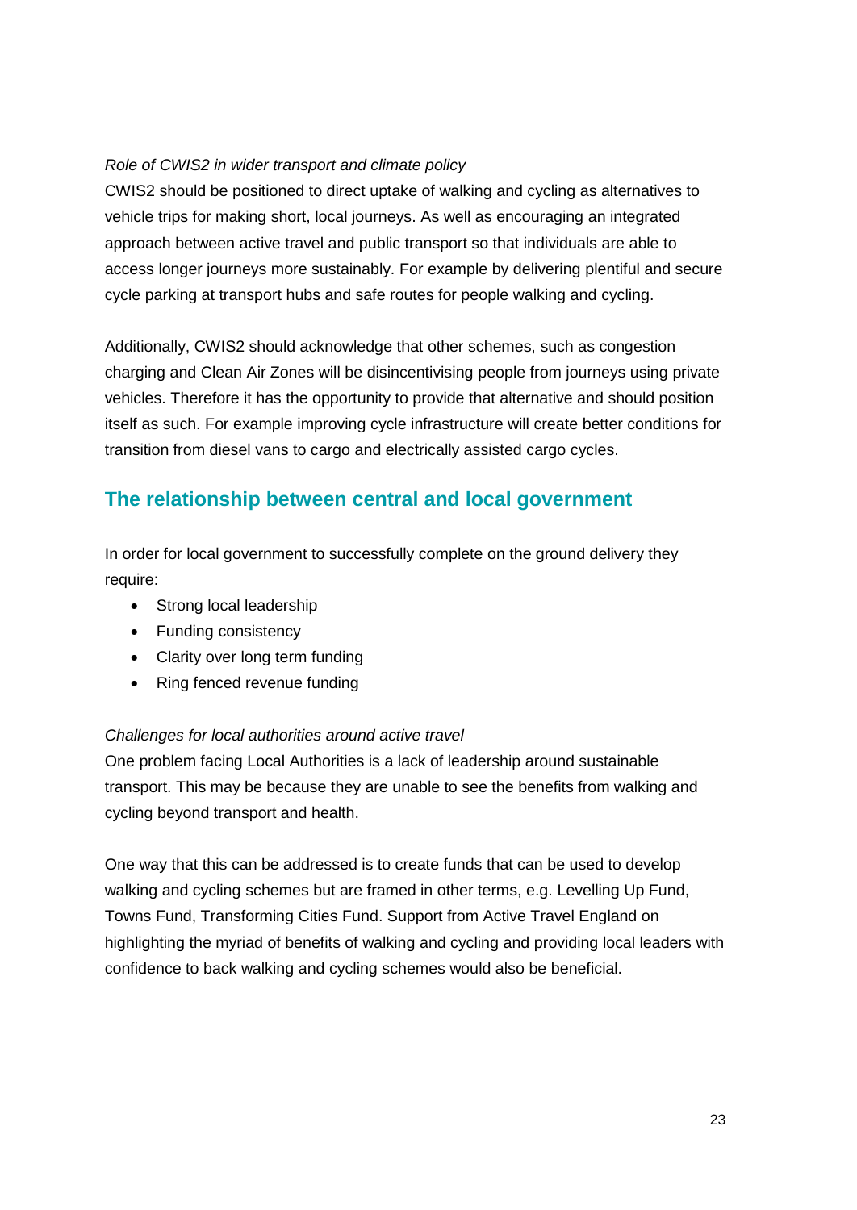*Role of CWIS2 in wider transport and climate policy*

CWIS2 should be positioned to direct uptake of walking and cycling as alternatives to vehicle trips for making short, local journeys. As well as encouraging an integrated approach between active travel and public transport so that individuals are able to access longer journeys more sustainably. For example by delivering plentiful and secure cycle parking at transport hubs and safe routes for people walking and cycling.

Additionally, CWIS2 should acknowledge that other schemes, such as congestion charging and Clean Air Zones will be disincentivising people from journeys using private vehicles. Therefore it has the opportunity to provide that alternative and should position itself as such. For example improving cycle infrastructure will create better conditions for transition from diesel vans to cargo and electrically assisted cargo cycles.

## The relationship between central and local government

In order for local government to successfully complete on the ground delivery they require:

- Strong local leadership
- Funding consistency
- Clarity over long term funding
- Ring fenced revenue funding

*Challenges for local authorities around active travel*

One problem facing Local Authorities is a lack of leadership around sustainable transport. This may be because they are unable to see the benefits from walking and cycling beyond transport and health.

One way that this can be addressed is to create funds that can be used to develop walking and cycling schemes but are framed in other terms, e.g. Levelling Up Fund, Towns Fund, Transforming Cities Fund. Support from Active Travel England on highlighting the myriad of benefits of walking and cycling and providing local leaders with confidence to back walking and cycling schemes would also be beneficial.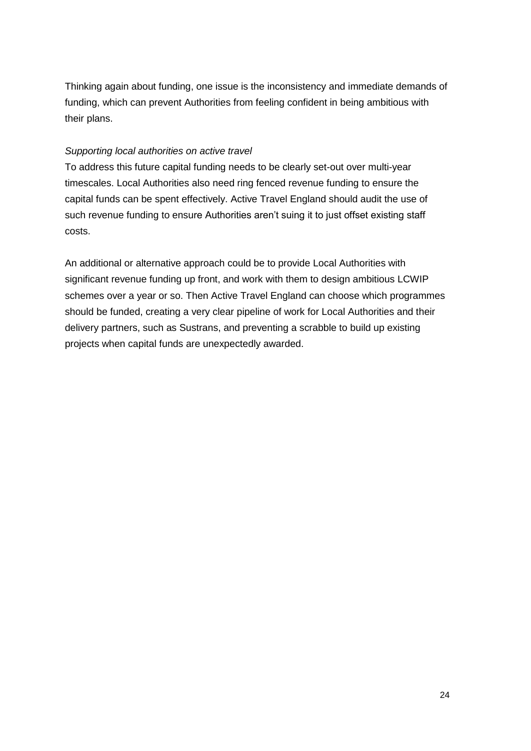Thinking again about funding, one issue is the inconsistency and immediate demands of funding, which can prevent Authorities from feeling confident in being ambitious with their plans.

*Supporting local authorities on active travel*

To address this future capital funding needs to be clearly set-out over multi-year timescales. Local Authorities also need ring fenced revenue funding to ensure the capital funds can be spent effectively. Active Travel England should audit the use of such revenue funding to ensure Authorities aren't suing it to just offset existing staff costs.

An additional or alternative approach could be to provide Local Authorities with significant revenue funding up front, and work with them to design ambitious LCWIP schemes over a year or so. Then Active Travel England can choose which programmes should be funded, creating a very clear pipeline of work for Local Authorities and their delivery partners, such as Sustrans, and preventing a scrabble to build up existing projects when capital funds are unexpectedly awarded.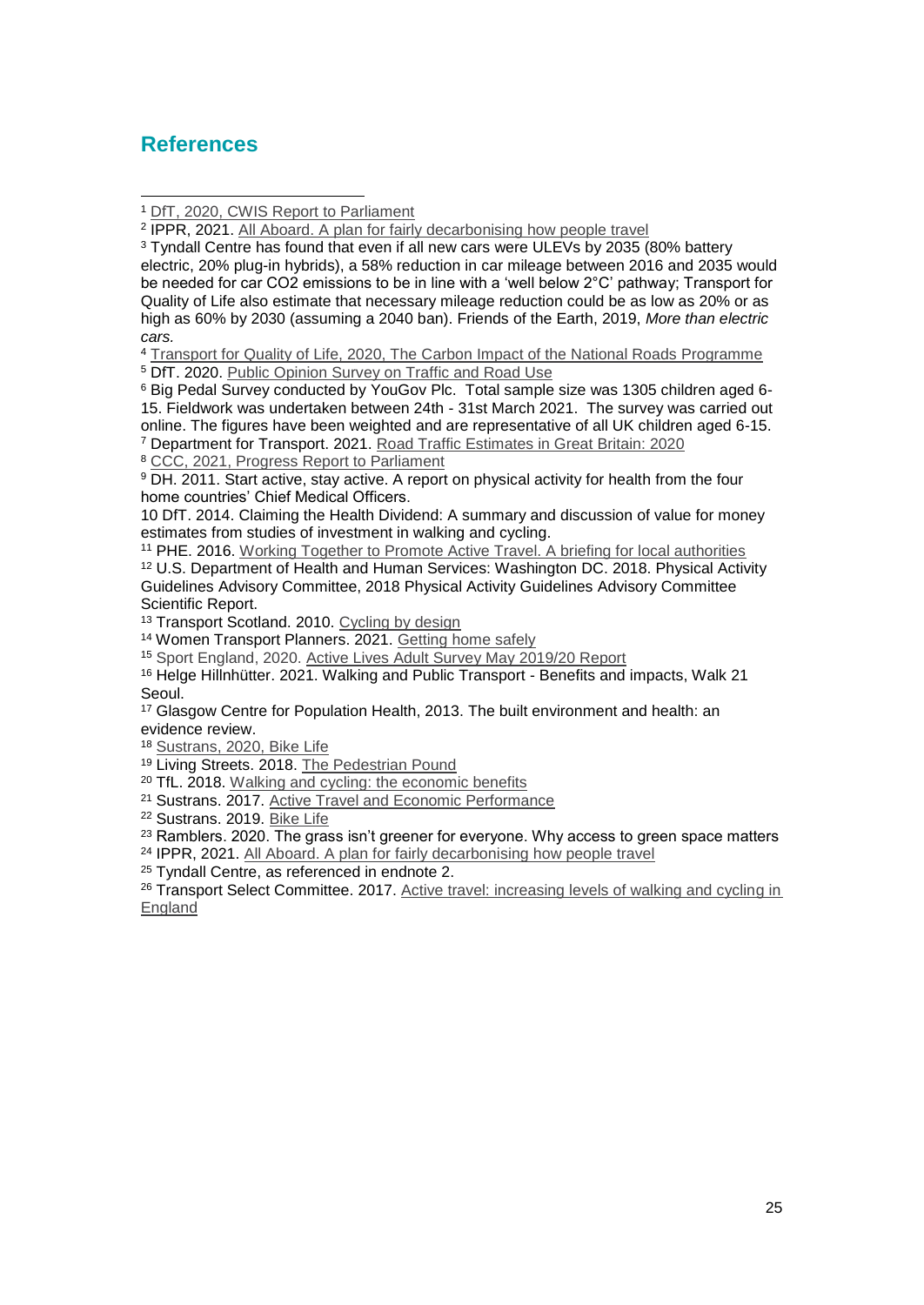## References

[1] DfT, 2020, CWIS Report to Parliament

[2] IPPR, 2021. All Aboard. A plan for fairly decarbonising how people travel

[3] Tyndall Centre has found that even if all new cars were ULEVs by 2035 (80% battery electric, 20% plug-in hybrids), a 58% reduction in car mileage between 2016 and 2035 would be needed for car CO2 emissions to be in line with a 'well below 2°C' pathway; Transport for Quality of Life also estimate that necessary mileage reduction could be as low as 20% or as high as 60% by 2030 (assuming a 2040 ban). Friends of the Earth, 2019, *More than electric cars.*

[4] Transport for Quality of Life, 2020, The Carbon Impact of the National Roads Programme

[5] DfT. 2020. Public Opinion Survey on Traffic and Road Use

[6] Big Pedal Survey conducted by YouGov Plc. Total sample size was 1305 children aged 6-15. Fieldwork was undertaken between 24th - 31st March 2021. The survey was carried out online. The figures have been weighted and are representative of all UK children aged 6-15.

[7] Department for Transport. 2021. Road Traffic Estimates in Great Britain: 2020

[8] CCC, 2021, Progress Report to Parliament

[9] DH. 2011. Start active, stay active. A report on physical activity for health from the four home countries' Chief Medical Officers.

10 DfT. 2014. Claiming the Health Dividend: A summary and discussion of value for money estimates from studies of investment in walking and cycling.

[11] PHE. 2016. Working Together to Promote Active Travel. A briefing for local authorities

[12] U.S. Department of Health and Human Services: Washington DC. 2018. Physical Activity Guidelines Advisory Committee, 2018 Physical Activity Guidelines Advisory Committee Scientific Report.

[13] Transport Scotland. 2010. Cycling by design

[14] Women Transport Planners. 2021. Getting home safely

[15] Sport England, 2020. Active Lives Adult Survey May 2019/20 Report

[16] Helge Hillnhütter. 2021. Walking and Public Transport - Benefits and impacts, Walk 21 Seoul.

[17] Glasgow Centre for Population Health, 2013. The built environment and health: an evidence review.

[18] Sustrans, 2020, Bike Life

[19] Living Streets. 2018. The Pedestrian Pound

[20] TfL. 2018. Walking and cycling: the economic benefits

[21] Sustrans. 2017. Active Travel and Economic Performance

[22] Sustrans. 2019. Bike Life

[23] Ramblers. 2020. The grass isn't greener for everyone. Why access to green space matters

[24] IPPR, 2021. All Aboard. A plan for fairly decarbonising how people travel

[25] Tyndall Centre, as referenced in endnote 2.

[26] Transport Select Committee. 2017. Active travel: increasing levels of walking and cycling in England